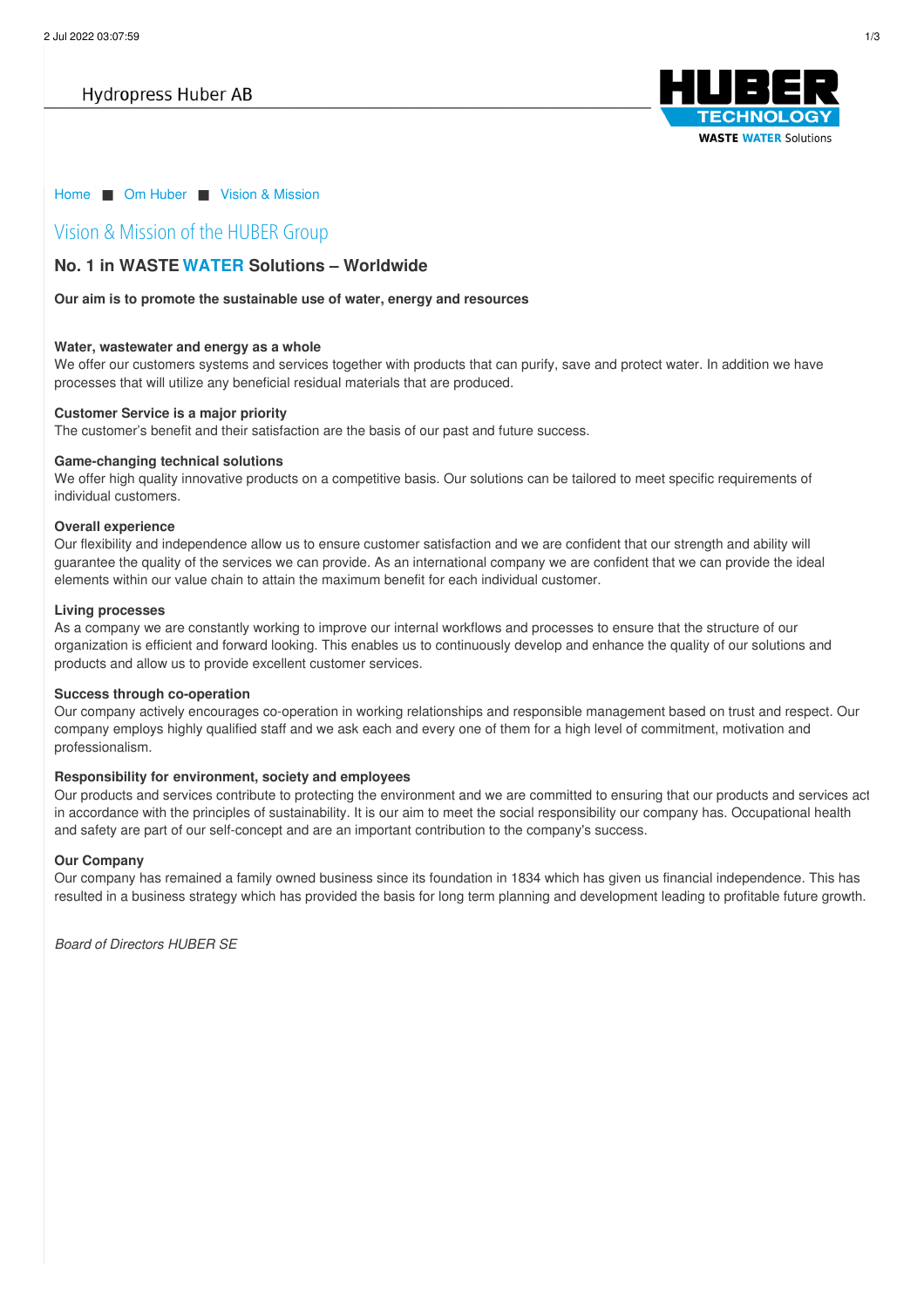Hydropress Huber AB

HUBER TECHNOLOGY
WASTE WATER Solutions

Home ■ Om Huber ■ Vision & Mission

# Vision & Mission of the HUBER Group

## No. 1 in WASTE WATER Solutions – Worldwide

**Our aim is to promote the sustainable use of water, energy and resources**

**Water, wastewater and energy as a whole**
We offer our customers systems and services together with products that can purify, save and protect water. In addition we have processes that will utilize any beneficial residual materials that are produced.

**Customer Service is a major priority**
The customer's benefit and their satisfaction are the basis of our past and future success.

**Game-changing technical solutions**
We offer high quality innovative products on a competitive basis. Our solutions can be tailored to meet specific requirements of individual customers.

**Overall experience**
Our flexibility and independence allow us to ensure customer satisfaction and we are confident that our strength and ability will guarantee the quality of the services we can provide. As an international company we are confident that we can provide the ideal elements within our value chain to attain the maximum benefit for each individual customer.

**Living processes**
As a company we are constantly working to improve our internal workflows and processes to ensure that the structure of our organization is efficient and forward looking. This enables us to continuously develop and enhance the quality of our solutions and products and allow us to provide excellent customer services.

**Success through co-operation**
Our company actively encourages co-operation in working relationships and responsible management based on trust and respect. Our company employs highly qualified staff and we ask each and every one of them for a high level of commitment, motivation and professionalism.

**Responsibility for environment, society and employees**
Our products and services contribute to protecting the environment and we are committed to ensuring that our products and services act in accordance with the principles of sustainability. It is our aim to meet the social responsibility our company has. Occupational health and safety are part of our self-concept and are an important contribution to the company's success.

**Our Company**
Our company has remained a family owned business since its foundation in 1834 which has given us financial independence. This has resulted in a business strategy which has provided the basis for long term planning and development leading to profitable future growth.

*Board of Directors HUBER SE*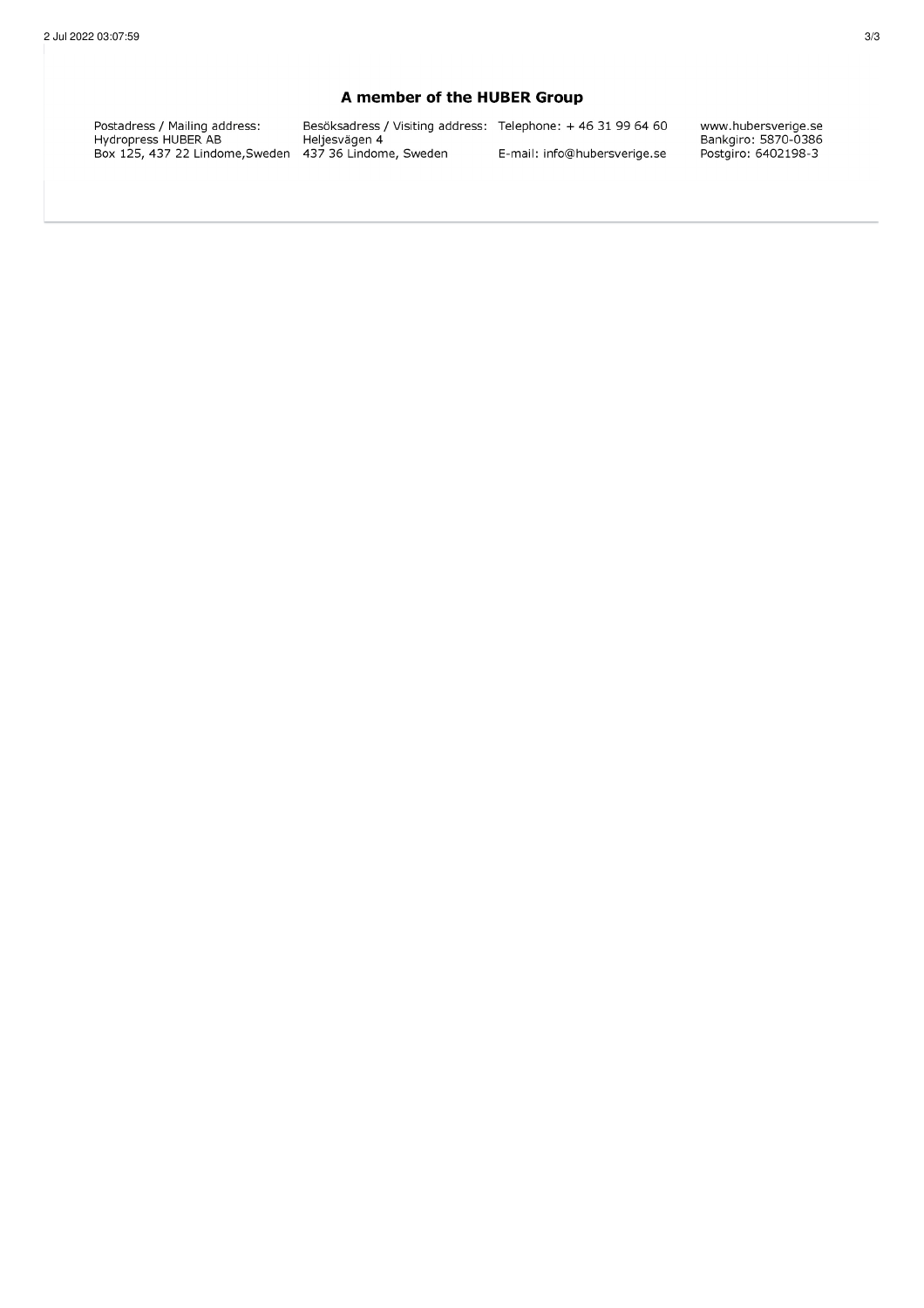## A member of the HUBER Group

| | | | |
|---|---|---|---|
| Postadress / Mailing address: | Besöksadress / Visiting address: | Telephone: + 46 31 99 64 60 | www.hubersverige.se |
| Hydropress HUBER AB | Heljesvägen 4 | | Bankgiro: 5870-0386 |
| Box 125, 437 22 Lindome,Sweden | 437 36 Lindome, Sweden | E-mail: info@hubersverige.se | Postgiro: 6402198-3 |